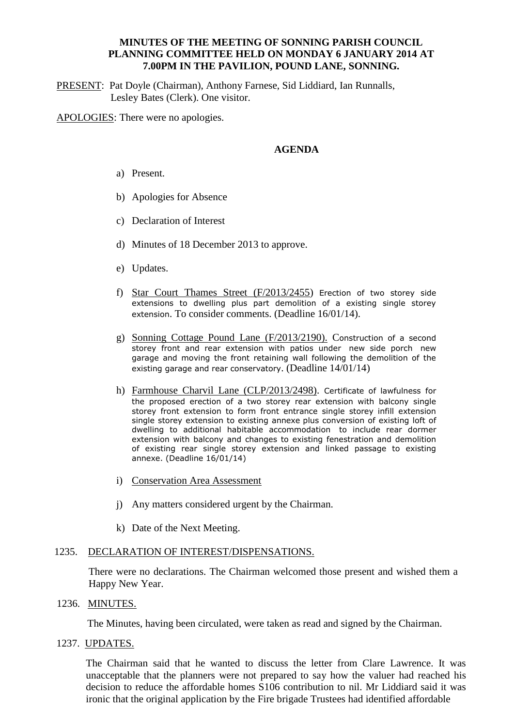**MINUTES OF THE MEETING OF SONNING PARISH COUNCIL PLANNING COMMITTEE HELD ON MONDAY 6 JANUARY 2014 AT 7.00PM IN THE PAVILION, POUND LANE, SONNING.**

PRESENT: Pat Doyle (Chairman), Anthony Farnese, Sid Liddiard, Ian Runnalls, Lesley Bates (Clerk). One visitor.

APOLOGIES: There were no apologies.

**AGENDA**

a) Present.

b) Apologies for Absence

c) Declaration of Interest

d) Minutes of 18 December 2013 to approve.

e) Updates.

f) Star Court Thames Street (F/2013/2455) Erection of two storey side extensions to dwelling plus part demolition of a existing single storey extension. To consider comments. (Deadline 16/01/14).

g) Sonning Cottage Pound Lane (F/2013/2190). Construction of a second storey front and rear extension with patios under new side porch new garage and moving the front retaining wall following the demolition of the existing garage and rear conservatory. (Deadline 14/01/14)

h) Farmhouse Charvil Lane (CLP/2013/2498). Certificate of lawfulness for the proposed erection of a two storey rear extension with balcony single storey front extension to form front entrance single storey infill extension single storey extension to existing annexe plus conversion of existing loft of dwelling to additional habitable accommodation to include rear dormer extension with balcony and changes to existing fenestration and demolition of existing rear single storey extension and linked passage to existing annexe. (Deadline 16/01/14)

i) Conservation Area Assessment

j) Any matters considered urgent by the Chairman.

k) Date of the Next Meeting.

1235. DECLARATION OF INTEREST/DISPENSATIONS.

There were no declarations. The Chairman welcomed those present and wished them a Happy New Year.

1236. MINUTES.

The Minutes, having been circulated, were taken as read and signed by the Chairman.

1237. UPDATES.

The Chairman said that he wanted to discuss the letter from Clare Lawrence. It was unacceptable that the planners were not prepared to say how the valuer had reached his decision to reduce the affordable homes S106 contribution to nil. Mr Liddiard said it was ironic that the original application by the Fire brigade Trustees had identified affordable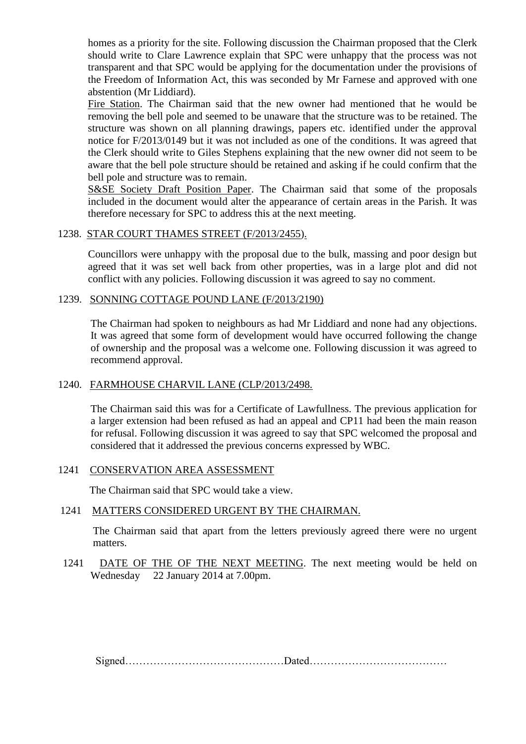homes as a priority for the site. Following discussion the Chairman proposed that the Clerk should write to Clare Lawrence explain that SPC were unhappy that the process was not transparent and that SPC would be applying for the documentation under the provisions of the Freedom of Information Act, this was seconded by Mr Farnese and approved with one abstention (Mr Liddiard).

Fire Station. The Chairman said that the new owner had mentioned that he would be removing the bell pole and seemed to be unaware that the structure was to be retained. The structure was shown on all planning drawings, papers etc. identified under the approval notice for F/2013/0149 but it was not included as one of the conditions. It was agreed that the Clerk should write to Giles Stephens explaining that the new owner did not seem to be aware that the bell pole structure should be retained and asking if he could confirm that the bell pole and structure was to remain.

S&SE Society Draft Position Paper. The Chairman said that some of the proposals included in the document would alter the appearance of certain areas in the Parish. It was therefore necessary for SPC to address this at the next meeting.

1238. STAR COURT THAMES STREET (F/2013/2455).

Councillors were unhappy with the proposal due to the bulk, massing and poor design but agreed that it was set well back from other properties, was in a large plot and did not conflict with any policies. Following discussion it was agreed to say no comment.

1239. SONNING COTTAGE POUND LANE (F/2013/2190)

The Chairman had spoken to neighbours as had Mr Liddiard and none had any objections. It was agreed that some form of development would have occurred following the change of ownership and the proposal was a welcome one. Following discussion it was agreed to recommend approval.

1240. FARMHOUSE CHARVIL LANE (CLP/2013/2498.

The Chairman said this was for a Certificate of Lawfullness. The previous application for a larger extension had been refused as had an appeal and CP11 had been the main reason for refusal. Following discussion it was agreed to say that SPC welcomed the proposal and considered that it addressed the previous concerns expressed by WBC.

1241 CONSERVATION AREA ASSESSMENT

The Chairman said that SPC would take a view.

1241 MATTERS CONSIDERED URGENT BY THE CHAIRMAN.

The Chairman said that apart from the letters previously agreed there were no urgent matters.

1241 DATE OF THE OF THE NEXT MEETING. The next meeting would be held on Wednesday 22 January 2014 at 7.00pm.

Signed……………………………………Dated…………………………………